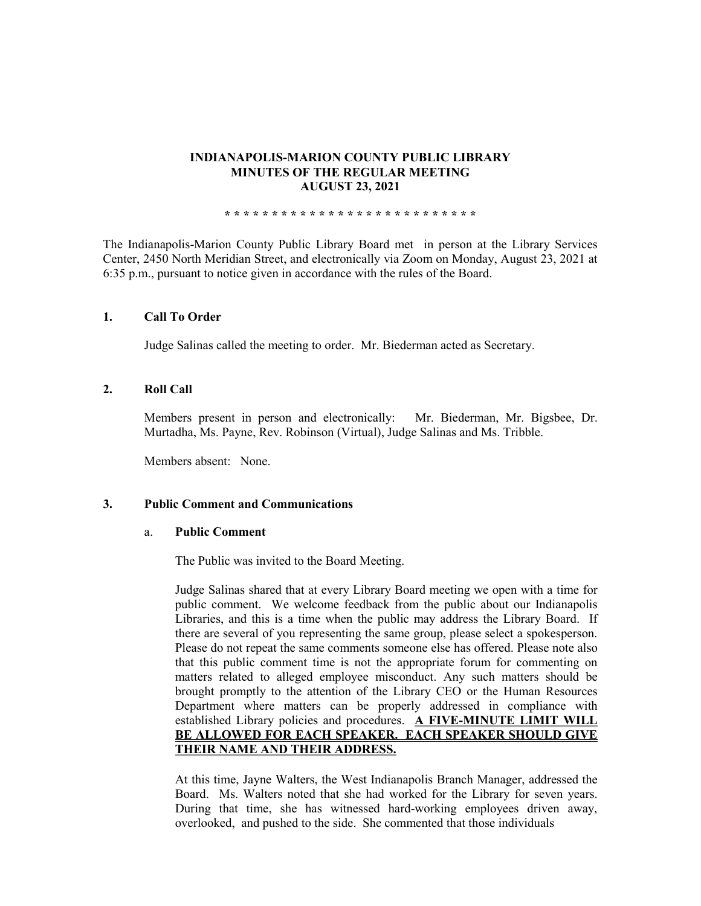# INDIANAPOLIS-MARION COUNTY PUBLIC LIBRARY
# MINUTES OF THE REGULAR MEETING
# AUGUST 23, 2021

**\* \* \* \* \* \* \* \* \* \* \* \* \* \* \* \* \* \* \* \* \* \* \* \* \* \* \* \***

The Indianapolis-Marion County Public Library Board met in person at the Library Services Center, 2450 North Meridian Street, and electronically via Zoom on Monday, August 23, 2021 at 6:35 p.m., pursuant to notice given in accordance with the rules of the Board.

## 1. Call To Order

Judge Salinas called the meeting to order. Mr. Biederman acted as Secretary.

## 2. Roll Call

Members present in person and electronically: Mr. Biederman, Mr. Bigsbee, Dr. Murtadha, Ms. Payne, Rev. Robinson (Virtual), Judge Salinas and Ms. Tribble.

Members absent: None.

## 3. Public Comment and Communications

### a. Public Comment

The Public was invited to the Board Meeting.

Judge Salinas shared that at every Library Board meeting we open with a time for public comment. We welcome feedback from the public about our Indianapolis Libraries, and this is a time when the public may address the Library Board. If there are several of you representing the same group, please select a spokesperson. Please do not repeat the same comments someone else has offered. Please note also that this public comment time is not the appropriate forum for commenting on matters related to alleged employee misconduct. Any such matters should be brought promptly to the attention of the Library CEO or the Human Resources Department where matters can be properly addressed in compliance with established Library policies and procedures. **A FIVE-MINUTE LIMIT WILL BE ALLOWED FOR EACH SPEAKER. EACH SPEAKER SHOULD GIVE THEIR NAME AND THEIR ADDRESS.**

At this time, Jayne Walters, the West Indianapolis Branch Manager, addressed the Board. Ms. Walters noted that she had worked for the Library for seven years. During that time, she has witnessed hard-working employees driven away, overlooked, and pushed to the side. She commented that those individuals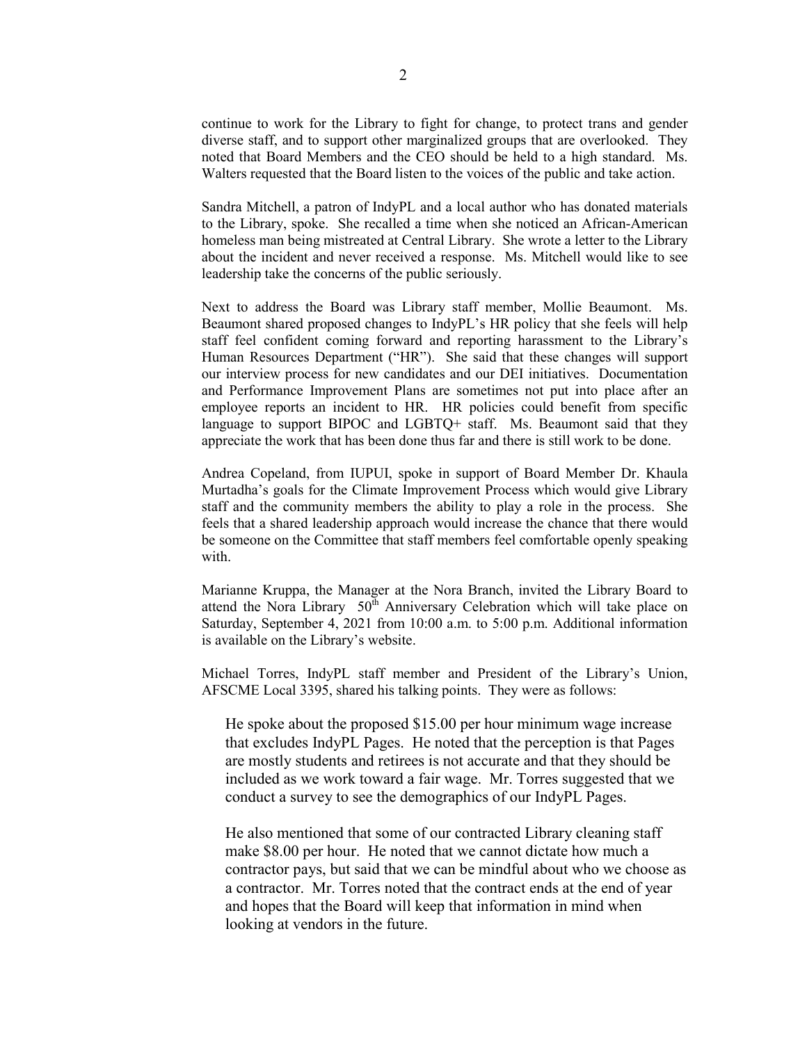continue to work for the Library to fight for change, to protect trans and gender diverse staff, and to support other marginalized groups that are overlooked. They noted that Board Members and the CEO should be held to a high standard. Ms. Walters requested that the Board listen to the voices of the public and take action.

Sandra Mitchell, a patron of IndyPL and a local author who has donated materials to the Library, spoke. She recalled a time when she noticed an African-American homeless man being mistreated at Central Library. She wrote a letter to the Library about the incident and never received a response. Ms. Mitchell would like to see leadership take the concerns of the public seriously.

Next to address the Board was Library staff member, Mollie Beaumont. Ms. Beaumont shared proposed changes to IndyPL's HR policy that she feels will help staff feel confident coming forward and reporting harassment to the Library's Human Resources Department ("HR"). She said that these changes will support our interview process for new candidates and our DEI initiatives. Documentation and Performance Improvement Plans are sometimes not put into place after an employee reports an incident to HR. HR policies could benefit from specific language to support BIPOC and LGBTQ+ staff. Ms. Beaumont said that they appreciate the work that has been done thus far and there is still work to be done.

Andrea Copeland, from IUPUI, spoke in support of Board Member Dr. Khaula Murtadha's goals for the Climate Improvement Process which would give Library staff and the community members the ability to play a role in the process. She feels that a shared leadership approach would increase the chance that there would be someone on the Committee that staff members feel comfortable openly speaking with.

Marianne Kruppa, the Manager at the Nora Branch, invited the Library Board to attend the Nora Library 50th Anniversary Celebration which will take place on Saturday, September 4, 2021 from 10:00 a.m. to 5:00 p.m. Additional information is available on the Library's website.

Michael Torres, IndyPL staff member and President of the Library's Union, AFSCME Local 3395, shared his talking points. They were as follows:

> He spoke about the proposed $15.00 per hour minimum wage increase that excludes IndyPL Pages. He noted that the perception is that Pages are mostly students and retirees is not accurate and that they should be included as we work toward a fair wage. Mr. Torres suggested that we conduct a survey to see the demographics of our IndyPL Pages.
>
> He also mentioned that some of our contracted Library cleaning staff make $8.00 per hour. He noted that we cannot dictate how much a contractor pays, but said that we can be mindful about who we choose as a contractor. Mr. Torres noted that the contract ends at the end of year and hopes that the Board will keep that information in mind when looking at vendors in the future.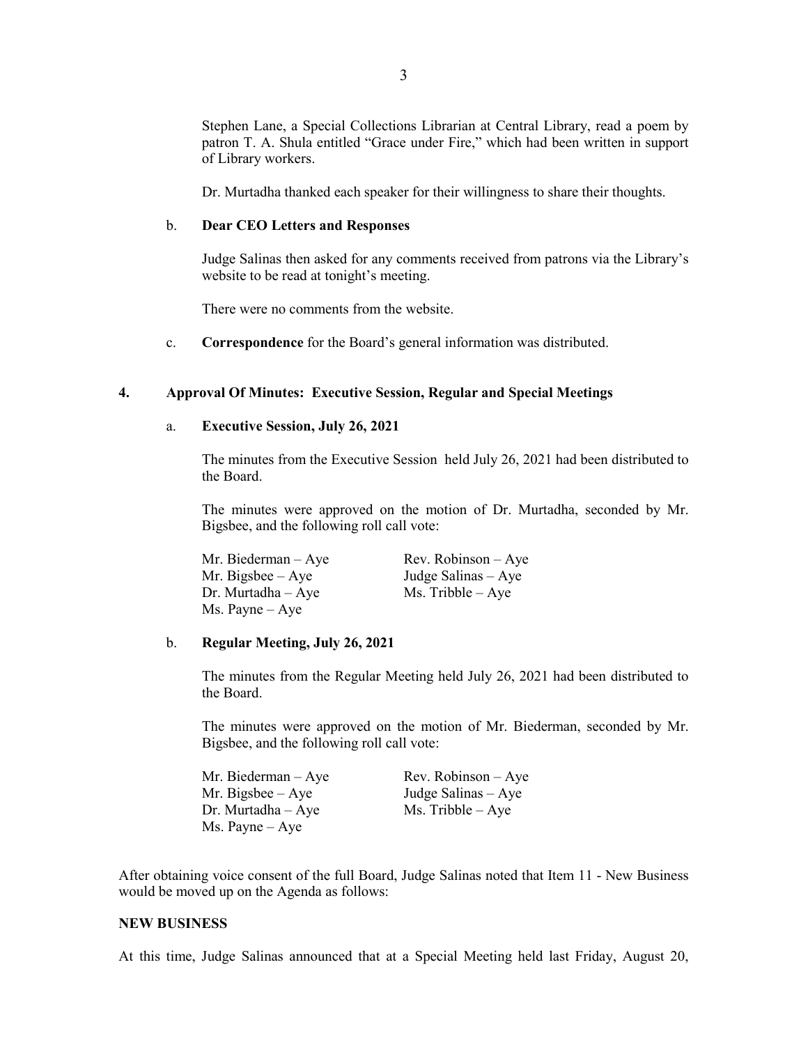Stephen Lane, a Special Collections Librarian at Central Library, read a poem by patron T. A. Shula entitled "Grace under Fire," which had been written in support of Library workers.

Dr. Murtadha thanked each speaker for their willingness to share their thoughts.

b. **Dear CEO Letters and Responses**

Judge Salinas then asked for any comments received from patrons via the Library's website to be read at tonight's meeting.

There were no comments from the website.

c. **Correspondence** for the Board's general information was distributed.

## 4. Approval Of Minutes: Executive Session, Regular and Special Meetings

a. **Executive Session, July 26, 2021**

The minutes from the Executive Session held July 26, 2021 had been distributed to the Board.

The minutes were approved on the motion of Dr. Murtadha, seconded by Mr. Bigsbee, and the following roll call vote:

Mr. Biederman – Aye
Mr. Bigsbee – Aye
Dr. Murtadha – Aye
Ms. Payne – Aye
Rev. Robinson – Aye
Judge Salinas – Aye
Ms. Tribble – Aye

b. **Regular Meeting, July 26, 2021**

The minutes from the Regular Meeting held July 26, 2021 had been distributed to the Board.

The minutes were approved on the motion of Mr. Biederman, seconded by Mr. Bigsbee, and the following roll call vote:

Mr. Biederman – Aye
Mr. Bigsbee – Aye
Dr. Murtadha – Aye
Ms. Payne – Aye
Rev. Robinson – Aye
Judge Salinas – Aye
Ms. Tribble – Aye

After obtaining voice consent of the full Board, Judge Salinas noted that Item 11 - New Business would be moved up on the Agenda as follows:

**NEW BUSINESS**

At this time, Judge Salinas announced that at a Special Meeting held last Friday, August 20,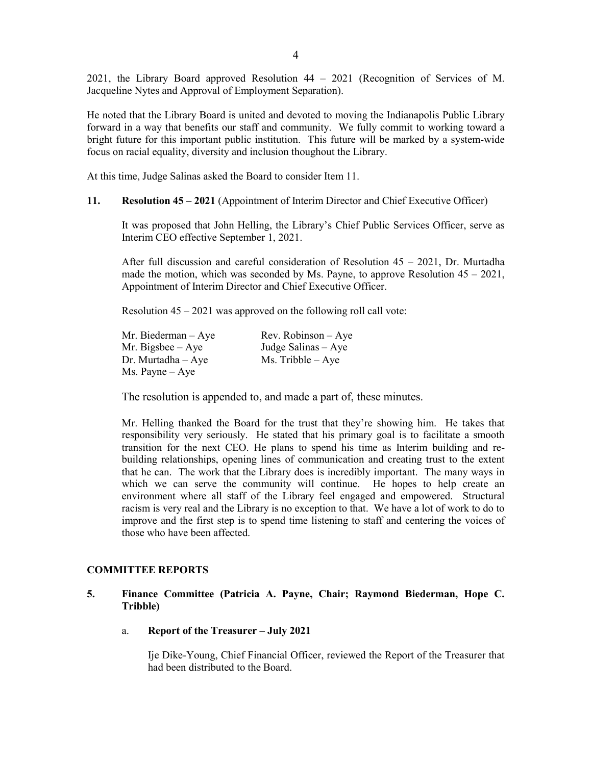2021, the Library Board approved Resolution 44 – 2021 (Recognition of Services of M. Jacqueline Nytes and Approval of Employment Separation).

He noted that the Library Board is united and devoted to moving the Indianapolis Public Library forward in a way that benefits our staff and community. We fully commit to working toward a bright future for this important public institution. This future will be marked by a system-wide focus on racial equality, diversity and inclusion thoughout the Library.

At this time, Judge Salinas asked the Board to consider Item 11.

**11. Resolution 45 – 2021** (Appointment of Interim Director and Chief Executive Officer)

It was proposed that John Helling, the Library's Chief Public Services Officer, serve as Interim CEO effective September 1, 2021.

After full discussion and careful consideration of Resolution 45 – 2021, Dr. Murtadha made the motion, which was seconded by Ms. Payne, to approve Resolution 45 – 2021, Appointment of Interim Director and Chief Executive Officer.

Resolution 45 – 2021 was approved on the following roll call vote:

Mr. Biederman – Aye
Mr. Bigsbee – Aye
Dr. Murtadha – Aye
Ms. Payne – Aye
Rev. Robinson – Aye
Judge Salinas – Aye
Ms. Tribble – Aye

The resolution is appended to, and made a part of, these minutes.

Mr. Helling thanked the Board for the trust that they're showing him. He takes that responsibility very seriously. He stated that his primary goal is to facilitate a smooth transition for the next CEO. He plans to spend his time as Interim building and re-building relationships, opening lines of communication and creating trust to the extent that he can. The work that the Library does is incredibly important. The many ways in which we can serve the community will continue. He hopes to help create an environment where all staff of the Library feel engaged and empowered. Structural racism is very real and the Library is no exception to that. We have a lot of work to do to improve and the first step is to spend time listening to staff and centering the voices of those who have been affected.

## COMMITTEE REPORTS

**5. Finance Committee (Patricia A. Payne, Chair; Raymond Biederman, Hope C. Tribble)**

a. **Report of the Treasurer – July 2021**

Ije Dike-Young, Chief Financial Officer, reviewed the Report of the Treasurer that had been distributed to the Board.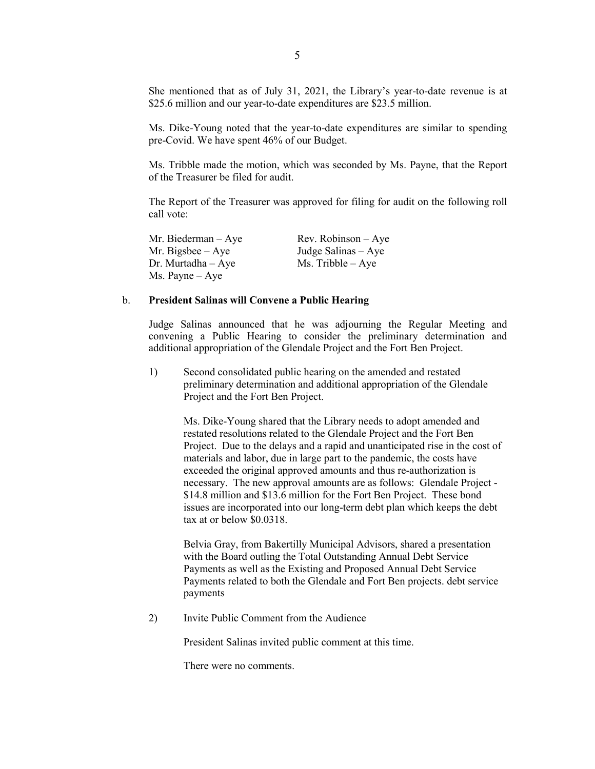She mentioned that as of July 31, 2021, the Library's year-to-date revenue is at \$25.6 million and our year-to-date expenditures are \$23.5 million.

Ms. Dike-Young noted that the year-to-date expenditures are similar to spending pre-Covid. We have spent 46% of our Budget.

Ms. Tribble made the motion, which was seconded by Ms. Payne, that the Report of the Treasurer be filed for audit.

The Report of the Treasurer was approved for filing for audit on the following roll call vote:

| | |
|---|---|
| Mr. Biederman – Aye | Rev. Robinson – Aye |
| Mr. Bigsbee – Aye | Judge Salinas – Aye |
| Dr. Murtadha – Aye | Ms. Tribble – Aye |
| Ms. Payne – Aye | |

b. **President Salinas will Convene a Public Hearing**

Judge Salinas announced that he was adjourning the Regular Meeting and convening a Public Hearing to consider the preliminary determination and additional appropriation of the Glendale Project and the Fort Ben Project.

1) Second consolidated public hearing on the amended and restated preliminary determination and additional appropriation of the Glendale Project and the Fort Ben Project.

   Ms. Dike-Young shared that the Library needs to adopt amended and restated resolutions related to the Glendale Project and the Fort Ben Project. Due to the delays and a rapid and unanticipated rise in the cost of materials and labor, due in large part to the pandemic, the costs have exceeded the original approved amounts and thus re-authorization is necessary. The new approval amounts are as follows: Glendale Project - \$14.8 million and \$13.6 million for the Fort Ben Project. These bond issues are incorporated into our long-term debt plan which keeps the debt tax at or below \$0.0318.

   Belvia Gray, from Bakertilly Municipal Advisors, shared a presentation with the Board outling the Total Outstanding Annual Debt Service Payments as well as the Existing and Proposed Annual Debt Service Payments related to both the Glendale and Fort Ben projects. debt service payments

2) Invite Public Comment from the Audience

   President Salinas invited public comment at this time.

   There were no comments.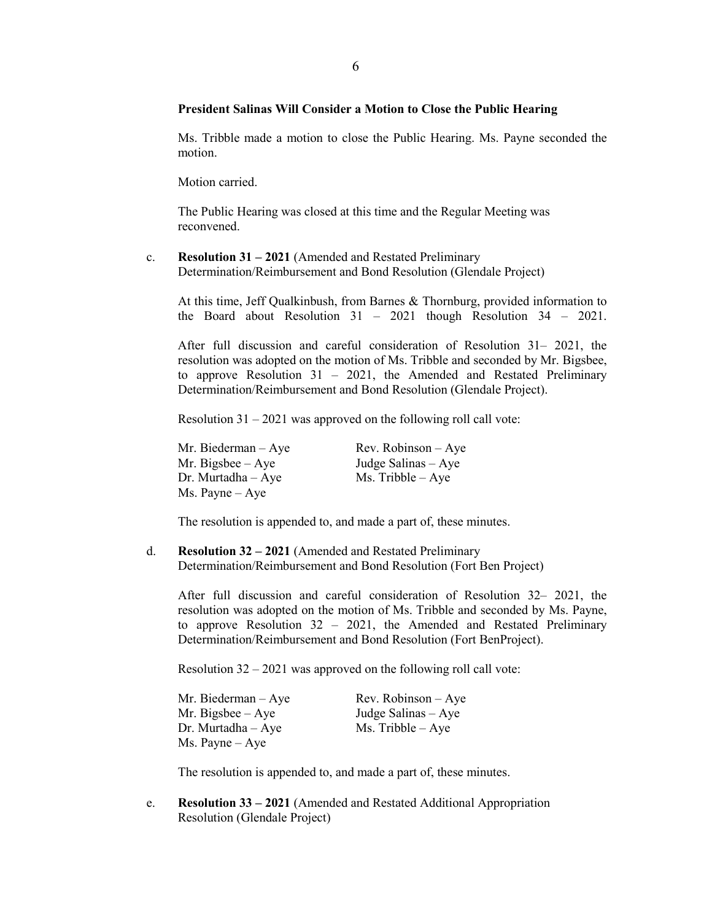**President Salinas Will Consider a Motion to Close the Public Hearing**

Ms. Tribble made a motion to close the Public Hearing. Ms. Payne seconded the motion.

Motion carried.

The Public Hearing was closed at this time and the Regular Meeting was reconvened.

c. **Resolution 31 – 2021** (Amended and Restated Preliminary Determination/Reimbursement and Bond Resolution (Glendale Project)

At this time, Jeff Qualkinbush, from Barnes & Thornburg, provided information to the Board about Resolution 31 – 2021 though Resolution 34 – 2021.

After full discussion and careful consideration of Resolution 31– 2021, the resolution was adopted on the motion of Ms. Tribble and seconded by Mr. Bigsbee, to approve Resolution 31 – 2021, the Amended and Restated Preliminary Determination/Reimbursement and Bond Resolution (Glendale Project).

Resolution 31 – 2021 was approved on the following roll call vote:

Mr. Biederman – Aye
Mr. Bigsbee – Aye
Dr. Murtadha – Aye
Ms. Payne – Aye
Rev. Robinson – Aye
Judge Salinas – Aye
Ms. Tribble – Aye

The resolution is appended to, and made a part of, these minutes.

d. **Resolution 32 – 2021** (Amended and Restated Preliminary Determination/Reimbursement and Bond Resolution (Fort Ben Project)

After full discussion and careful consideration of Resolution 32– 2021, the resolution was adopted on the motion of Ms. Tribble and seconded by Ms. Payne, to approve Resolution 32 – 2021, the Amended and Restated Preliminary Determination/Reimbursement and Bond Resolution (Fort BenProject).

Resolution 32 – 2021 was approved on the following roll call vote:

Mr. Biederman – Aye
Mr. Bigsbee – Aye
Dr. Murtadha – Aye
Ms. Payne – Aye
Rev. Robinson – Aye
Judge Salinas – Aye
Ms. Tribble – Aye

The resolution is appended to, and made a part of, these minutes.

e. **Resolution 33 – 2021** (Amended and Restated Additional Appropriation Resolution (Glendale Project)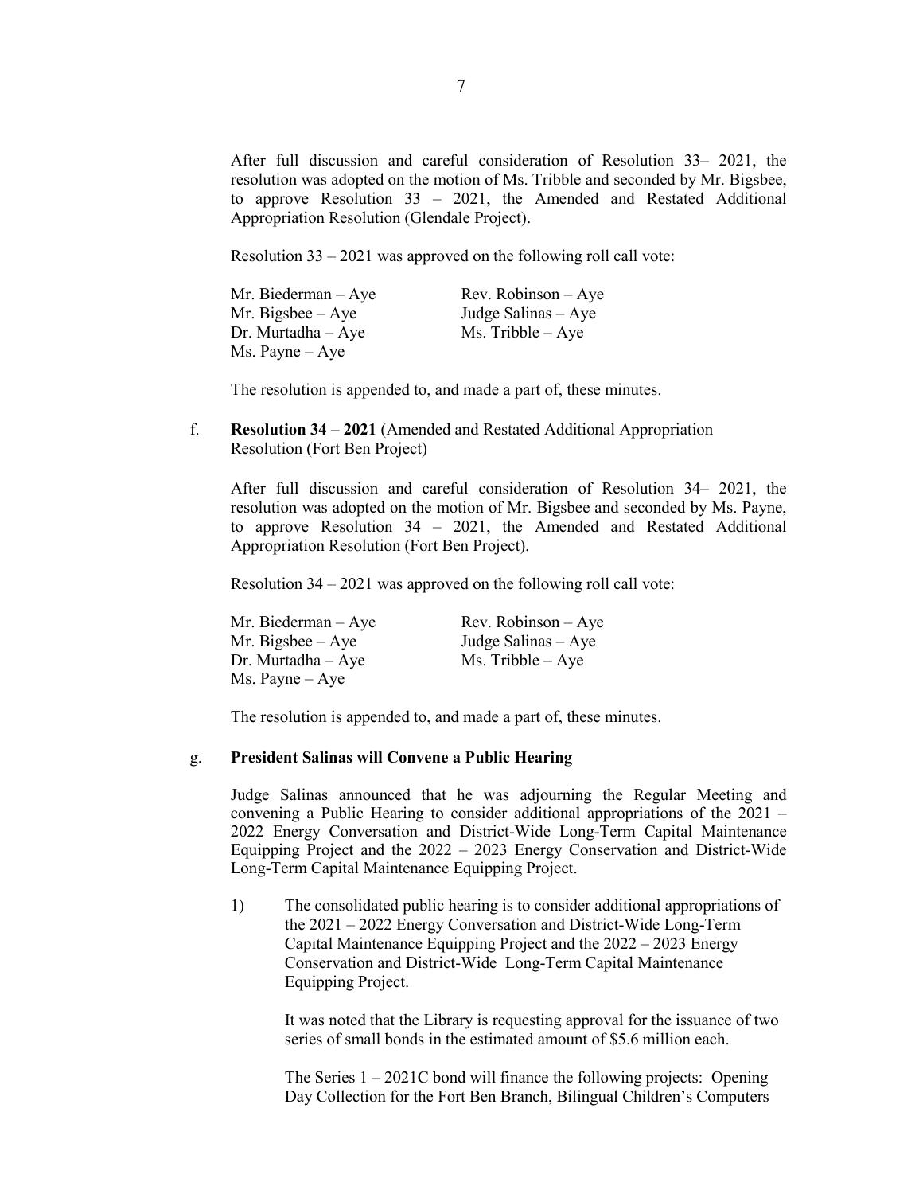After full discussion and careful consideration of Resolution 33– 2021, the resolution was adopted on the motion of Ms. Tribble and seconded by Mr. Bigsbee, to approve Resolution 33 – 2021, the Amended and Restated Additional Appropriation Resolution (Glendale Project).

Resolution 33 – 2021 was approved on the following roll call vote:

| | |
|---|---|
| Mr. Biederman – Aye | Rev. Robinson – Aye |
| Mr. Bigsbee – Aye | Judge Salinas – Aye |
| Dr. Murtadha – Aye | Ms. Tribble – Aye |
| Ms. Payne – Aye | |

The resolution is appended to, and made a part of, these minutes.

f. **Resolution 34 – 2021** (Amended and Restated Additional Appropriation Resolution (Fort Ben Project)

After full discussion and careful consideration of Resolution 34– 2021, the resolution was adopted on the motion of Mr. Bigsbee and seconded by Ms. Payne, to approve Resolution 34 – 2021, the Amended and Restated Additional Appropriation Resolution (Fort Ben Project).

Resolution 34 – 2021 was approved on the following roll call vote:

| | |
|---|---|
| Mr. Biederman – Aye | Rev. Robinson – Aye |
| Mr. Bigsbee – Aye | Judge Salinas – Aye |
| Dr. Murtadha – Aye | Ms. Tribble – Aye |
| Ms. Payne – Aye | |

The resolution is appended to, and made a part of, these minutes.

g. **President Salinas will Convene a Public Hearing**

Judge Salinas announced that he was adjourning the Regular Meeting and convening a Public Hearing to consider additional appropriations of the 2021 – 2022 Energy Conversation and District-Wide Long-Term Capital Maintenance Equipping Project and the 2022 – 2023 Energy Conservation and District-Wide Long-Term Capital Maintenance Equipping Project.

1) The consolidated public hearing is to consider additional appropriations of the 2021 – 2022 Energy Conversation and District-Wide Long-Term Capital Maintenance Equipping Project and the 2022 – 2023 Energy Conservation and District-Wide Long-Term Capital Maintenance Equipping Project.

   It was noted that the Library is requesting approval for the issuance of two series of small bonds in the estimated amount of $5.6 million each.

   The Series 1 – 2021C bond will finance the following projects: Opening Day Collection for the Fort Ben Branch, Bilingual Children's Computers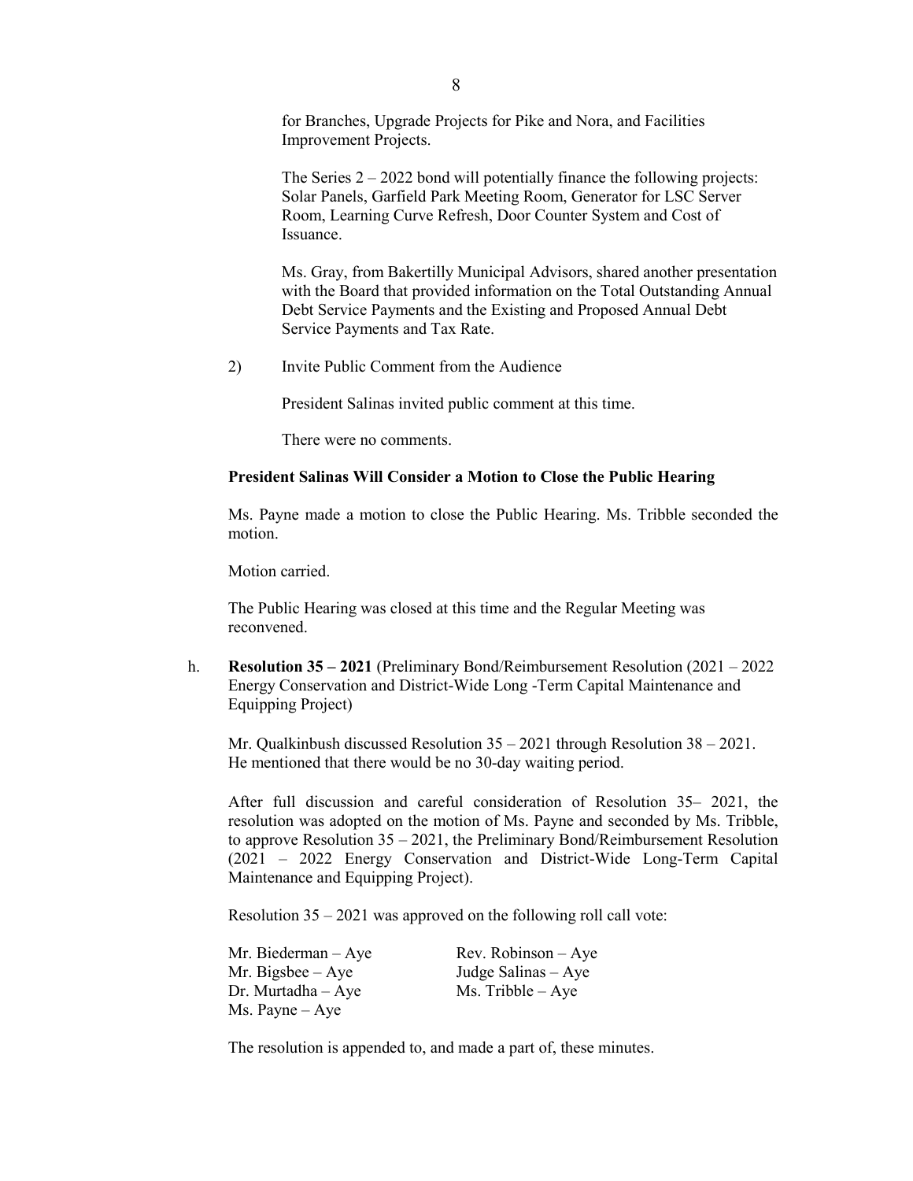for Branches, Upgrade Projects for Pike and Nora, and Facilities Improvement Projects.

The Series 2 – 2022 bond will potentially finance the following projects: Solar Panels, Garfield Park Meeting Room, Generator for LSC Server Room, Learning Curve Refresh, Door Counter System and Cost of Issuance.

Ms. Gray, from Bakertilly Municipal Advisors, shared another presentation with the Board that provided information on the Total Outstanding Annual Debt Service Payments and the Existing and Proposed Annual Debt Service Payments and Tax Rate.

2) Invite Public Comment from the Audience

President Salinas invited public comment at this time.

There were no comments.

**President Salinas Will Consider a Motion to Close the Public Hearing**

Ms. Payne made a motion to close the Public Hearing. Ms. Tribble seconded the motion.

Motion carried.

The Public Hearing was closed at this time and the Regular Meeting was reconvened.

h. **Resolution 35 – 2021** (Preliminary Bond/Reimbursement Resolution (2021 – 2022 Energy Conservation and District-Wide Long -Term Capital Maintenance and Equipping Project)

Mr. Qualkinbush discussed Resolution 35 – 2021 through Resolution 38 – 2021. He mentioned that there would be no 30-day waiting period.

After full discussion and careful consideration of Resolution 35– 2021, the resolution was adopted on the motion of Ms. Payne and seconded by Ms. Tribble, to approve Resolution 35 – 2021, the Preliminary Bond/Reimbursement Resolution (2021 – 2022 Energy Conservation and District-Wide Long-Term Capital Maintenance and Equipping Project).

Resolution 35 – 2021 was approved on the following roll call vote:

Mr. Biederman – Aye
Mr. Bigsbee – Aye
Dr. Murtadha – Aye
Ms. Payne – Aye
Rev. Robinson – Aye
Judge Salinas – Aye
Ms. Tribble – Aye

The resolution is appended to, and made a part of, these minutes.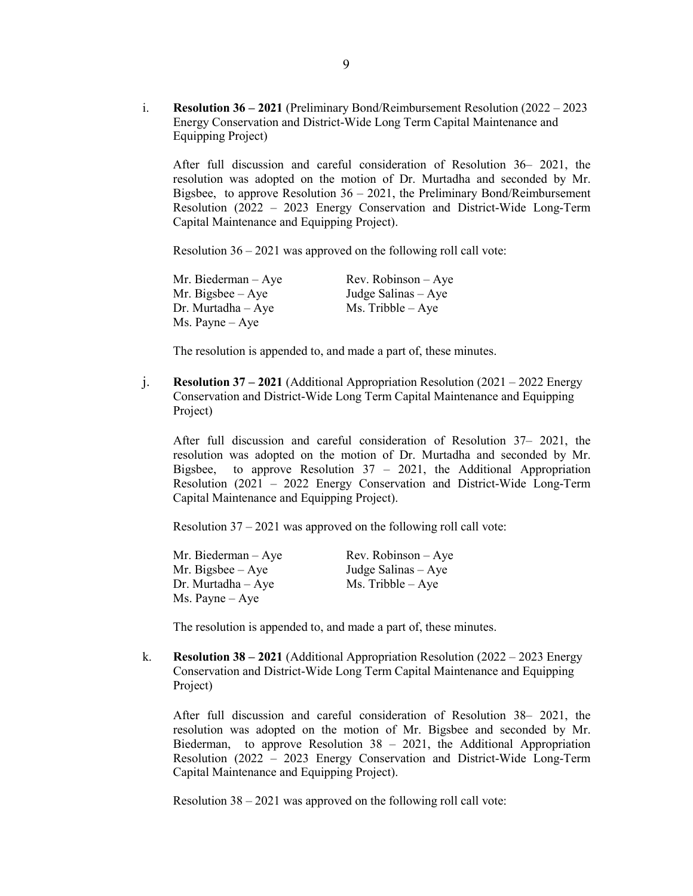i. **Resolution 36 – 2021** (Preliminary Bond/Reimbursement Resolution (2022 – 2023 Energy Conservation and District-Wide Long Term Capital Maintenance and Equipping Project)

After full discussion and careful consideration of Resolution 36– 2021, the resolution was adopted on the motion of Dr. Murtadha and seconded by Mr. Bigsbee, to approve Resolution 36 – 2021, the Preliminary Bond/Reimbursement Resolution (2022 – 2023 Energy Conservation and District-Wide Long-Term Capital Maintenance and Equipping Project).

Resolution 36 – 2021 was approved on the following roll call vote:

Mr. Biederman – Aye
Mr. Bigsbee – Aye
Dr. Murtadha – Aye
Ms. Payne – Aye
Rev. Robinson – Aye
Judge Salinas – Aye
Ms. Tribble – Aye

The resolution is appended to, and made a part of, these minutes.

j. **Resolution 37 – 2021** (Additional Appropriation Resolution (2021 – 2022 Energy Conservation and District-Wide Long Term Capital Maintenance and Equipping Project)

After full discussion and careful consideration of Resolution 37– 2021, the resolution was adopted on the motion of Dr. Murtadha and seconded by Mr. Bigsbee, to approve Resolution 37 – 2021, the Additional Appropriation Resolution (2021 – 2022 Energy Conservation and District-Wide Long-Term Capital Maintenance and Equipping Project).

Resolution 37 – 2021 was approved on the following roll call vote:

Mr. Biederman – Aye
Mr. Bigsbee – Aye
Dr. Murtadha – Aye
Ms. Payne – Aye
Rev. Robinson – Aye
Judge Salinas – Aye
Ms. Tribble – Aye

The resolution is appended to, and made a part of, these minutes.

k. **Resolution 38 – 2021** (Additional Appropriation Resolution (2022 – 2023 Energy Conservation and District-Wide Long Term Capital Maintenance and Equipping Project)

After full discussion and careful consideration of Resolution 38– 2021, the resolution was adopted on the motion of Mr. Bigsbee and seconded by Mr. Biederman, to approve Resolution 38 – 2021, the Additional Appropriation Resolution (2022 – 2023 Energy Conservation and District-Wide Long-Term Capital Maintenance and Equipping Project).

Resolution 38 – 2021 was approved on the following roll call vote: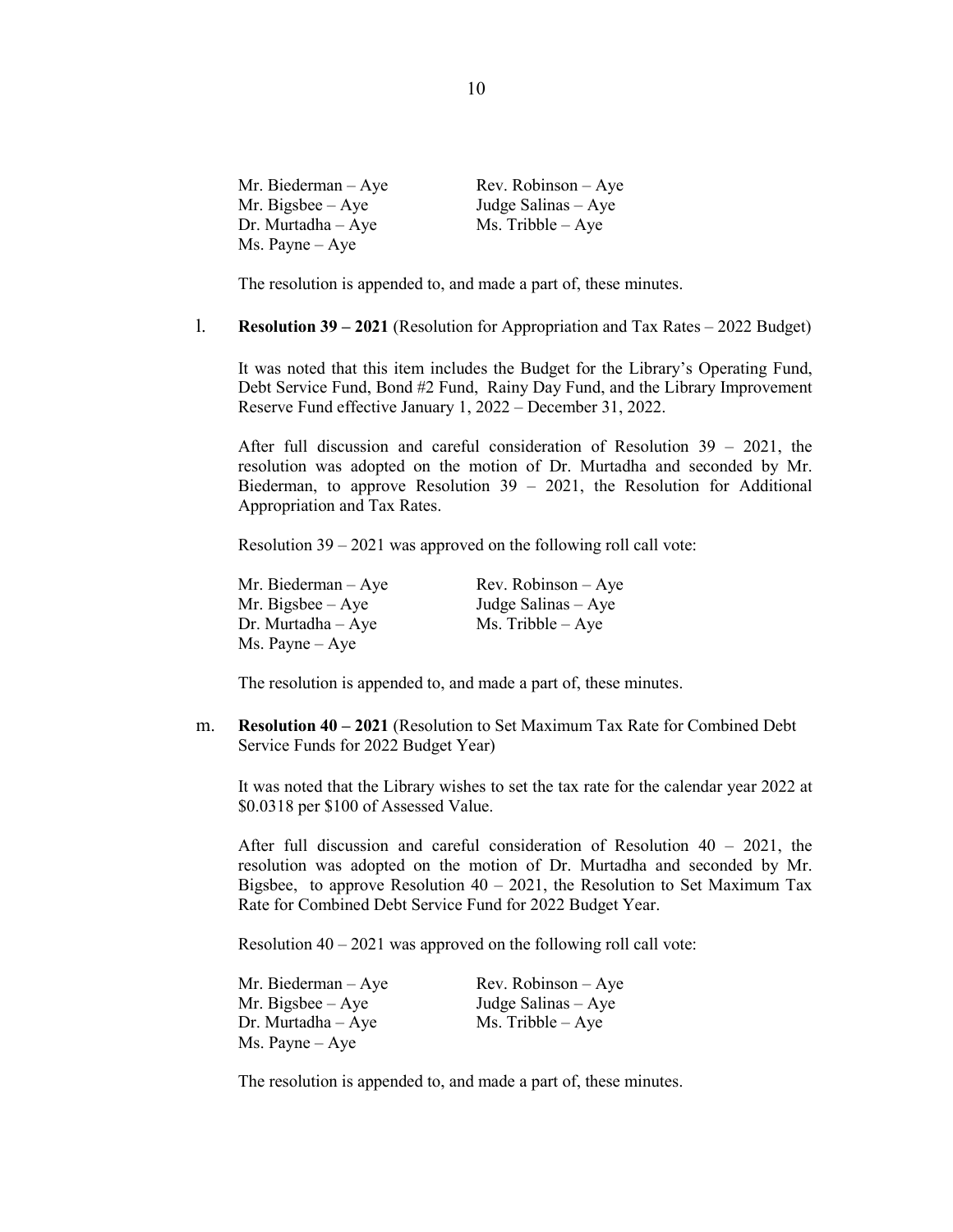Mr. Biederman – Aye
Mr. Bigsbee – Aye
Dr. Murtadha – Aye
Ms. Payne – Aye
Rev. Robinson – Aye
Judge Salinas – Aye
Ms. Tribble – Aye

The resolution is appended to, and made a part of, these minutes.

l. **Resolution 39 – 2021** (Resolution for Appropriation and Tax Rates – 2022 Budget)

It was noted that this item includes the Budget for the Library's Operating Fund, Debt Service Fund, Bond #2 Fund, Rainy Day Fund, and the Library Improvement Reserve Fund effective January 1, 2022 – December 31, 2022.

After full discussion and careful consideration of Resolution 39 – 2021, the resolution was adopted on the motion of Dr. Murtadha and seconded by Mr. Biederman, to approve Resolution 39 – 2021, the Resolution for Additional Appropriation and Tax Rates.

Resolution 39 – 2021 was approved on the following roll call vote:

Mr. Biederman – Aye
Mr. Bigsbee – Aye
Dr. Murtadha – Aye
Ms. Payne – Aye
Rev. Robinson – Aye
Judge Salinas – Aye
Ms. Tribble – Aye

The resolution is appended to, and made a part of, these minutes.

m. **Resolution 40 – 2021** (Resolution to Set Maximum Tax Rate for Combined Debt Service Funds for 2022 Budget Year)

It was noted that the Library wishes to set the tax rate for the calendar year 2022 at $0.0318 per $100 of Assessed Value.

After full discussion and careful consideration of Resolution 40 – 2021, the resolution was adopted on the motion of Dr. Murtadha and seconded by Mr. Bigsbee, to approve Resolution 40 – 2021, the Resolution to Set Maximum Tax Rate for Combined Debt Service Fund for 2022 Budget Year.

Resolution 40 – 2021 was approved on the following roll call vote:

Mr. Biederman – Aye
Mr. Bigsbee – Aye
Dr. Murtadha – Aye
Ms. Payne – Aye
Rev. Robinson – Aye
Judge Salinas – Aye
Ms. Tribble – Aye

The resolution is appended to, and made a part of, these minutes.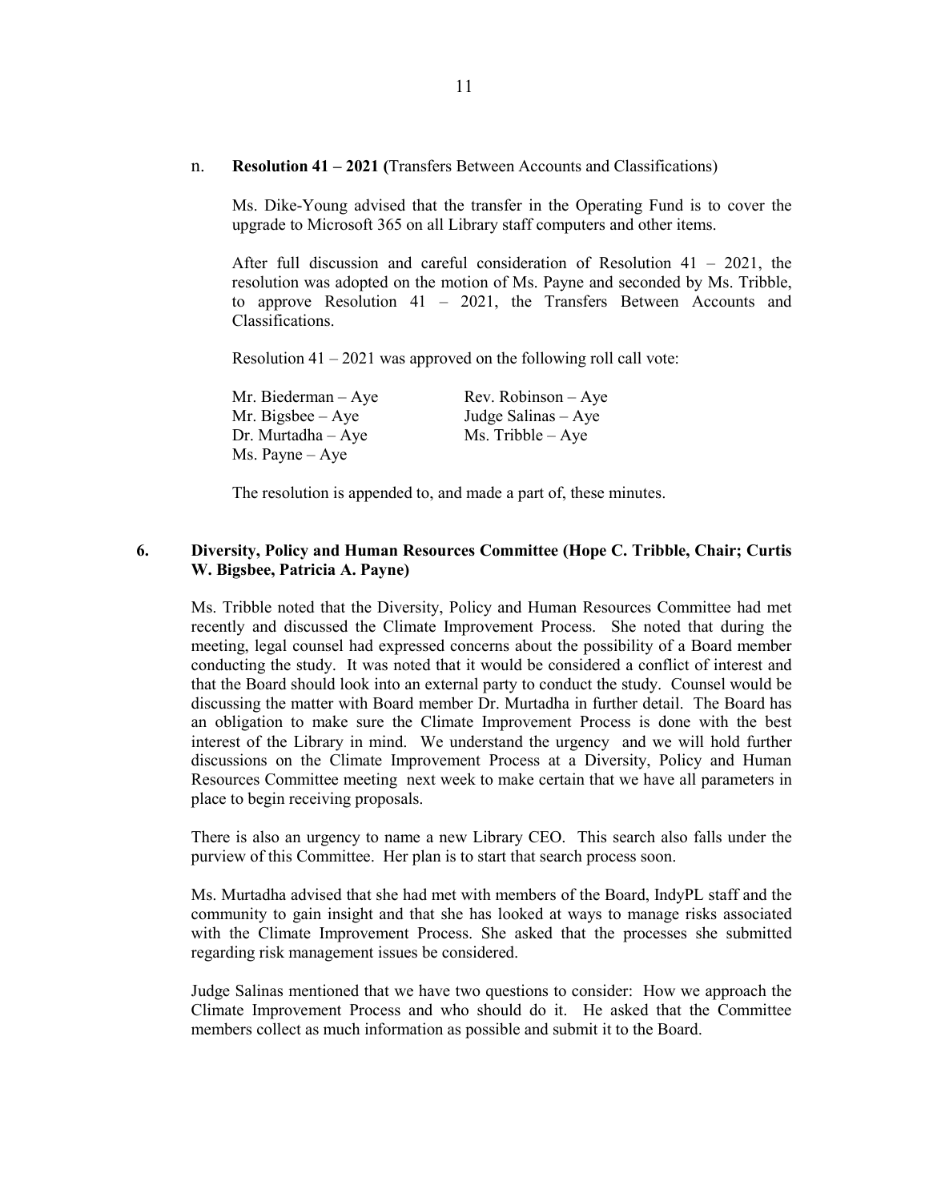n. **Resolution 41 – 2021 (**Transfers Between Accounts and Classifications)

Ms. Dike-Young advised that the transfer in the Operating Fund is to cover the upgrade to Microsoft 365 on all Library staff computers and other items.

After full discussion and careful consideration of Resolution 41 – 2021, the resolution was adopted on the motion of Ms. Payne and seconded by Ms. Tribble, to approve Resolution 41 – 2021, the Transfers Between Accounts and Classifications.

Resolution 41 – 2021 was approved on the following roll call vote:

Mr. Biederman – Aye
Mr. Bigsbee – Aye
Dr. Murtadha – Aye
Ms. Payne – Aye
Rev. Robinson – Aye
Judge Salinas – Aye
Ms. Tribble – Aye

The resolution is appended to, and made a part of, these minutes.

**6. Diversity, Policy and Human Resources Committee (Hope C. Tribble, Chair; Curtis W. Bigsbee, Patricia A. Payne)**

Ms. Tribble noted that the Diversity, Policy and Human Resources Committee had met recently and discussed the Climate Improvement Process. She noted that during the meeting, legal counsel had expressed concerns about the possibility of a Board member conducting the study. It was noted that it would be considered a conflict of interest and that the Board should look into an external party to conduct the study. Counsel would be discussing the matter with Board member Dr. Murtadha in further detail. The Board has an obligation to make sure the Climate Improvement Process is done with the best interest of the Library in mind. We understand the urgency and we will hold further discussions on the Climate Improvement Process at a Diversity, Policy and Human Resources Committee meeting next week to make certain that we have all parameters in place to begin receiving proposals.

There is also an urgency to name a new Library CEO. This search also falls under the purview of this Committee. Her plan is to start that search process soon.

Ms. Murtadha advised that she had met with members of the Board, IndyPL staff and the community to gain insight and that she has looked at ways to manage risks associated with the Climate Improvement Process. She asked that the processes she submitted regarding risk management issues be considered.

Judge Salinas mentioned that we have two questions to consider: How we approach the Climate Improvement Process and who should do it. He asked that the Committee members collect as much information as possible and submit it to the Board.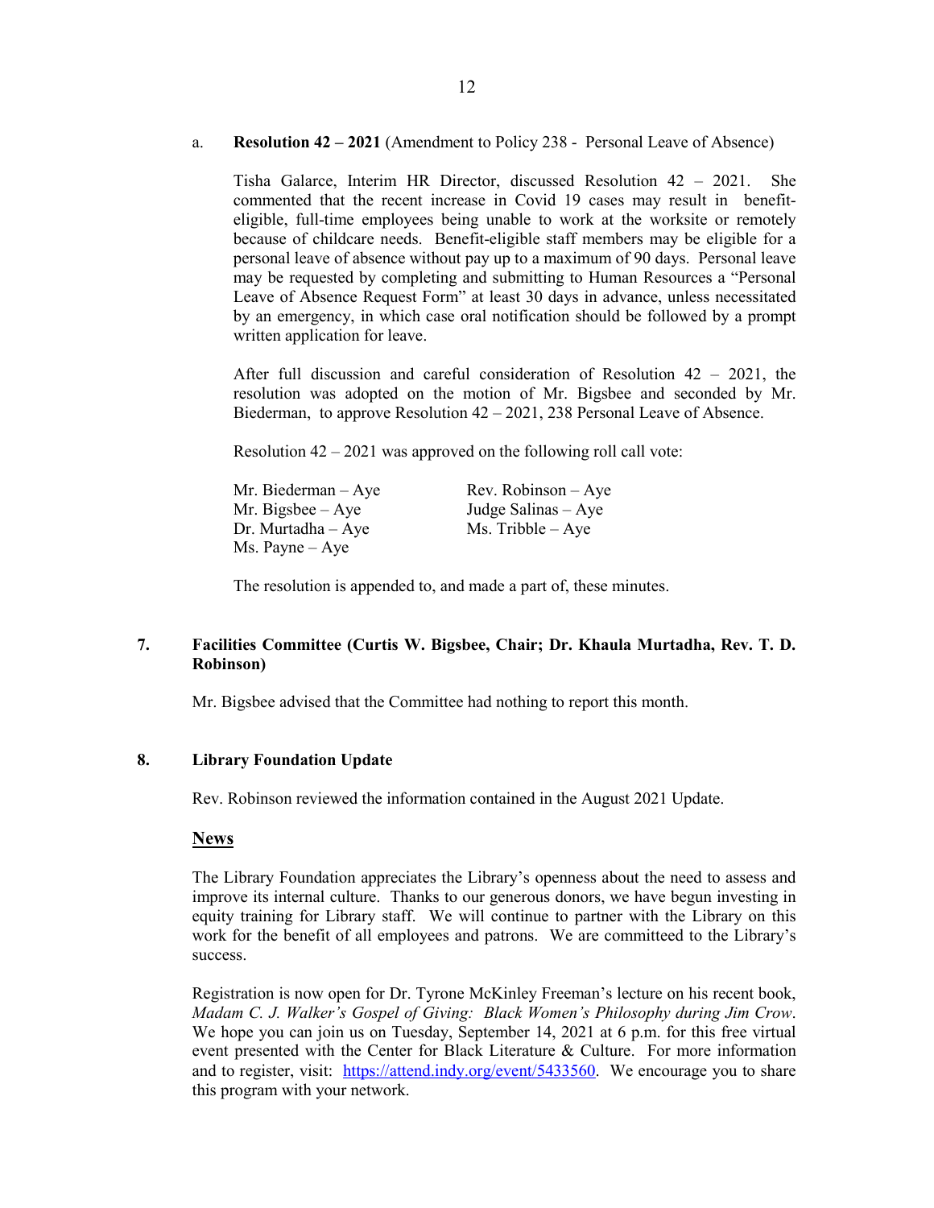a. **Resolution 42 – 2021** (Amendment to Policy 238 - Personal Leave of Absence)

Tisha Galarce, Interim HR Director, discussed Resolution 42 – 2021. She commented that the recent increase in Covid 19 cases may result in benefit-eligible, full-time employees being unable to work at the worksite or remotely because of childcare needs. Benefit-eligible staff members may be eligible for a personal leave of absence without pay up to a maximum of 90 days. Personal leave may be requested by completing and submitting to Human Resources a "Personal Leave of Absence Request Form" at least 30 days in advance, unless necessitated by an emergency, in which case oral notification should be followed by a prompt written application for leave.

After full discussion and careful consideration of Resolution 42 – 2021, the resolution was adopted on the motion of Mr. Bigsbee and seconded by Mr. Biederman, to approve Resolution 42 – 2021, 238 Personal Leave of Absence.

Resolution 42 – 2021 was approved on the following roll call vote:

Mr. Biederman – Aye
Mr. Bigsbee – Aye
Dr. Murtadha – Aye
Ms. Payne – Aye
Rev. Robinson – Aye
Judge Salinas – Aye
Ms. Tribble – Aye

The resolution is appended to, and made a part of, these minutes.

**7. Facilities Committee (Curtis W. Bigsbee, Chair; Dr. Khaula Murtadha, Rev. T. D. Robinson)**

Mr. Bigsbee advised that the Committee had nothing to report this month.

**8. Library Foundation Update**

Rev. Robinson reviewed the information contained in the August 2021 Update.

**News**

The Library Foundation appreciates the Library's openness about the need to assess and improve its internal culture. Thanks to our generous donors, we have begun investing in equity training for Library staff. We will continue to partner with the Library on this work for the benefit of all employees and patrons. We are committeed to the Library's success.

Registration is now open for Dr. Tyrone McKinley Freeman's lecture on his recent book, *Madam C. J. Walker's Gospel of Giving: Black Women's Philosophy during Jim Crow*. We hope you can join us on Tuesday, September 14, 2021 at 6 p.m. for this free virtual event presented with the Center for Black Literature & Culture. For more information and to register, visit: https://attend.indy.org/event/5433560. We encourage you to share this program with your network.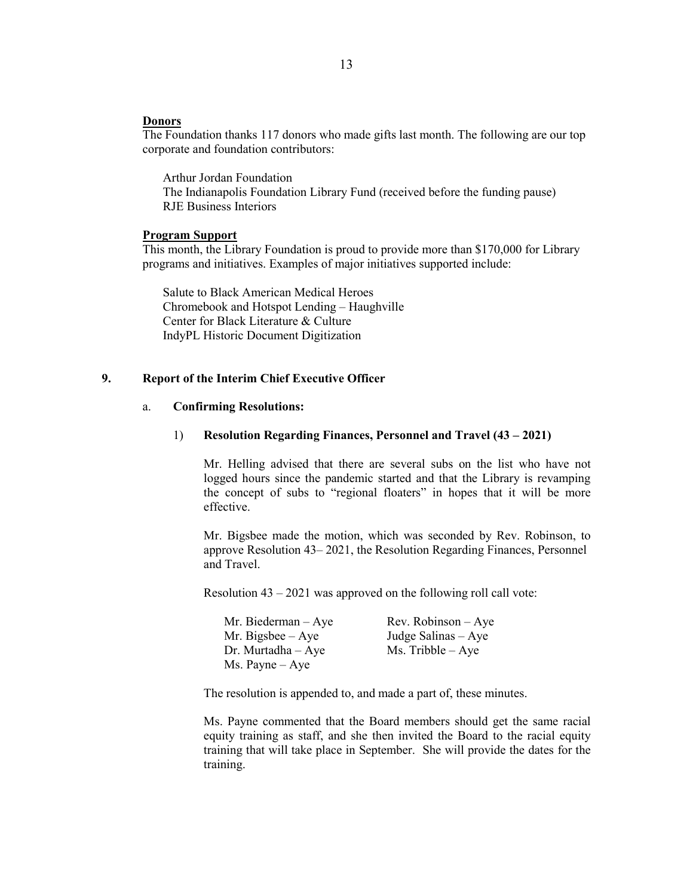**Donors**

The Foundation thanks 117 donors who made gifts last month. The following are our top corporate and foundation contributors:

Arthur Jordan Foundation
The Indianapolis Foundation Library Fund (received before the funding pause)
RJE Business Interiors

**Program Support**

This month, the Library Foundation is proud to provide more than $170,000 for Library programs and initiatives. Examples of major initiatives supported include:

Salute to Black American Medical Heroes
Chromebook and Hotspot Lending – Haughville
Center for Black Literature & Culture
IndyPL Historic Document Digitization

## 9. Report of the Interim Chief Executive Officer

### a. Confirming Resolutions:

#### 1) Resolution Regarding Finances, Personnel and Travel (43 – 2021)

Mr. Helling advised that there are several subs on the list who have not logged hours since the pandemic started and that the Library is revamping the concept of subs to "regional floaters" in hopes that it will be more effective.

Mr. Bigsbee made the motion, which was seconded by Rev. Robinson, to approve Resolution 43– 2021, the Resolution Regarding Finances, Personnel and Travel.

Resolution 43 – 2021 was approved on the following roll call vote:

Mr. Biederman – Aye
Mr. Bigsbee – Aye
Dr. Murtadha – Aye
Ms. Payne – Aye
Rev. Robinson – Aye
Judge Salinas – Aye
Ms. Tribble – Aye

The resolution is appended to, and made a part of, these minutes.

Ms. Payne commented that the Board members should get the same racial equity training as staff, and she then invited the Board to the racial equity training that will take place in September. She will provide the dates for the training.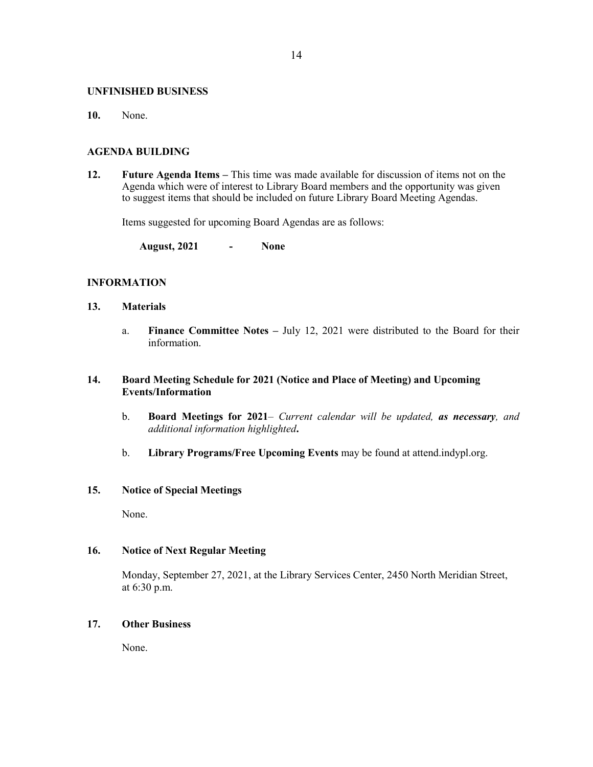## UNFINISHED BUSINESS

**10.** None.

## AGENDA BUILDING

**12. Future Agenda Items –** This time was made available for discussion of items not on the Agenda which were of interest to Library Board members and the opportunity was given to suggest items that should be included on future Library Board Meeting Agendas.

Items suggested for upcoming Board Agendas are as follows:

**August, 2021 - None**

## INFORMATION

**13. Materials**

a. **Finance Committee Notes –** July 12, 2021 were distributed to the Board for their information.

**14. Board Meeting Schedule for 2021 (Notice and Place of Meeting) and Upcoming Events/Information**

b. **Board Meetings for 2021**– *Current calendar will be updated, **as necessary**, and additional information highlighted***.**

b. **Library Programs/Free Upcoming Events** may be found at attend.indypl.org.

**15. Notice of Special Meetings**

None.

**16. Notice of Next Regular Meeting**

Monday, September 27, 2021, at the Library Services Center, 2450 North Meridian Street, at 6:30 p.m.

**17. Other Business**

None.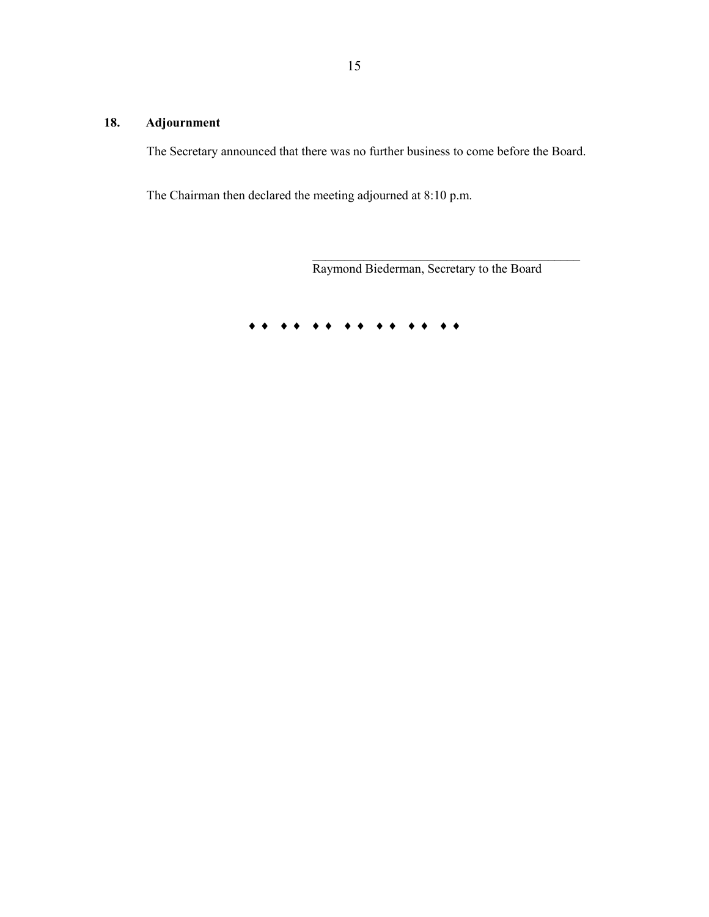## 18. Adjournment

The Secretary announced that there was no further business to come before the Board.

The Chairman then declared the meeting adjourned at 8:10 p.m.

\_\_\_\_\_\_\_\_\_\_\_\_\_\_\_\_\_\_\_\_\_\_\_\_\_\_\_\_\_\_\_\_\_\_\_\_\_\_\_\_\_\_\_\_

Raymond Biederman, Secretary to the Board

♦♦ ♦♦ ♦♦ ♦♦ ♦♦ ♦♦ ♦♦